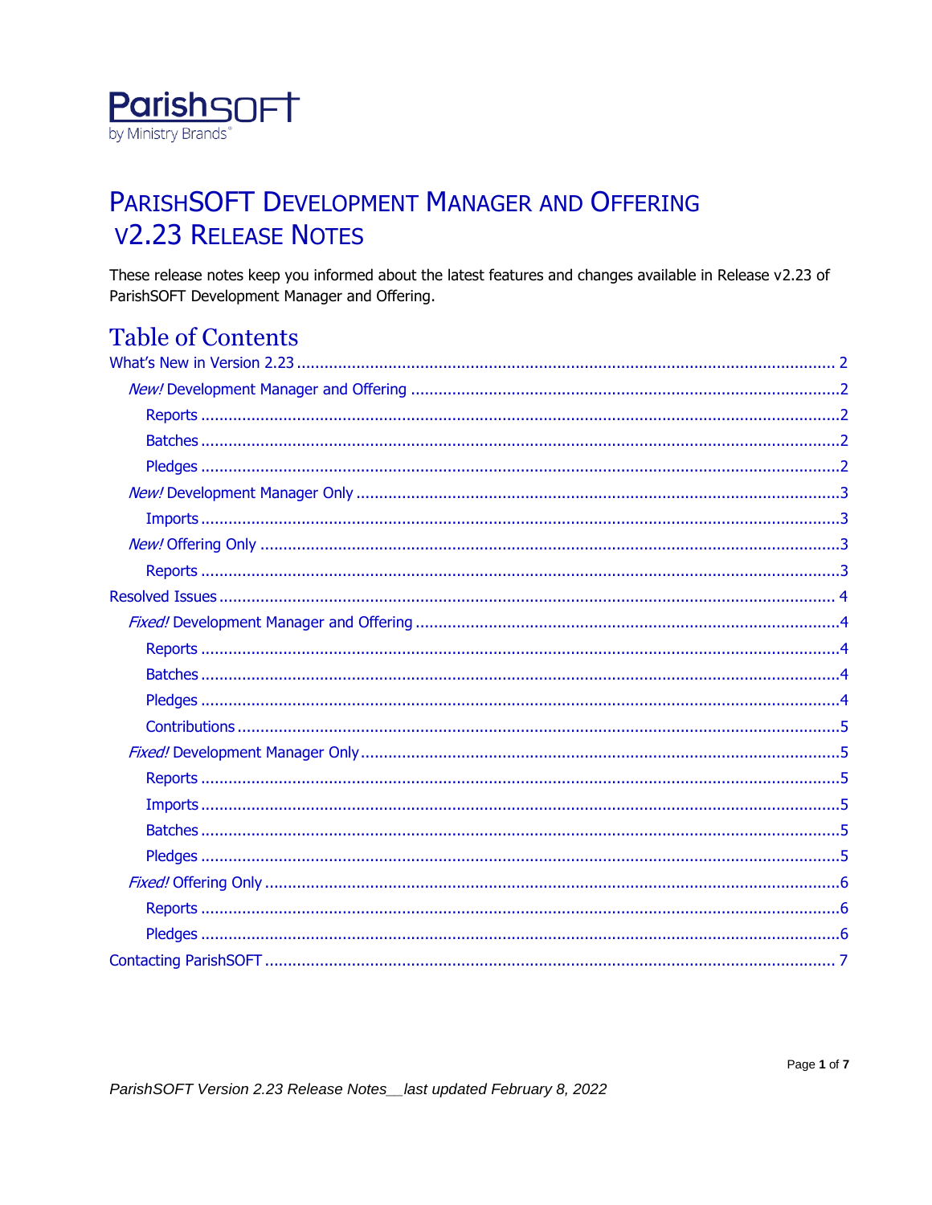ParishSOFT
by Ministry Brands®

# ParishSOFT Development Manager and Offering v2.23 Release Notes

These release notes keep you informed about the latest features and changes available in Release v2.23 of ParishSOFT Development Manager and Offering.

## Table of Contents

- What's New in Version 2.23 ........ 2
  - *New!* Development Manager and Offering ........ 2
    - Reports ........ 2
    - Batches ........ 2
    - Pledges ........ 2
  - *New!* Development Manager Only ........ 3
    - Imports ........ 3
  - *New!* Offering Only ........ 3
    - Reports ........ 3
- Resolved Issues ........ 4
  - *Fixed!* Development Manager and Offering ........ 4
    - Reports ........ 4
    - Batches ........ 4
    - Pledges ........ 4
    - Contributions ........ 5
  - *Fixed!* Development Manager Only ........ 5
    - Reports ........ 5
    - Imports ........ 5
    - Batches ........ 5
    - Pledges ........ 5
  - *Fixed!* Offering Only ........ 6
    - Reports ........ 6
    - Pledges ........ 6
- Contacting ParishSOFT ........ 7

*ParishSOFT Version 2.23 Release Notes__last updated February 8, 2022*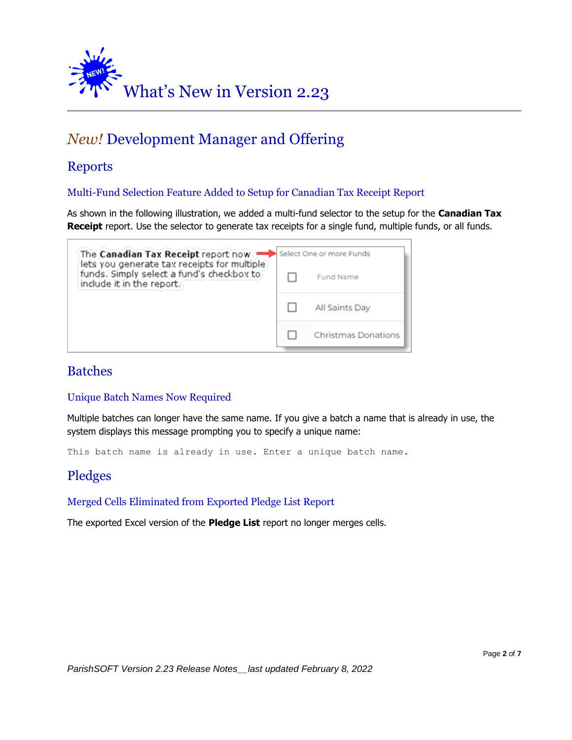# What's New in Version 2.23

## *New!* Development Manager and Offering

### Reports

#### Multi-Fund Selection Feature Added to Setup for Canadian Tax Receipt Report

As shown in the following illustration, we added a multi-fund selector to the setup for the **Canadian Tax Receipt** report. Use the selector to generate tax receipts for a single fund, multiple funds, or all funds.

### Batches

#### Unique Batch Names Now Required

Multiple batches can longer have the same name. If you give a batch a name that is already in use, the system displays this message prompting you to specify a unique name:

```
This batch name is already in use. Enter a unique batch name.
```

### Pledges

#### Merged Cells Eliminated from Exported Pledge List Report

The exported Excel version of the **Pledge List** report no longer merges cells.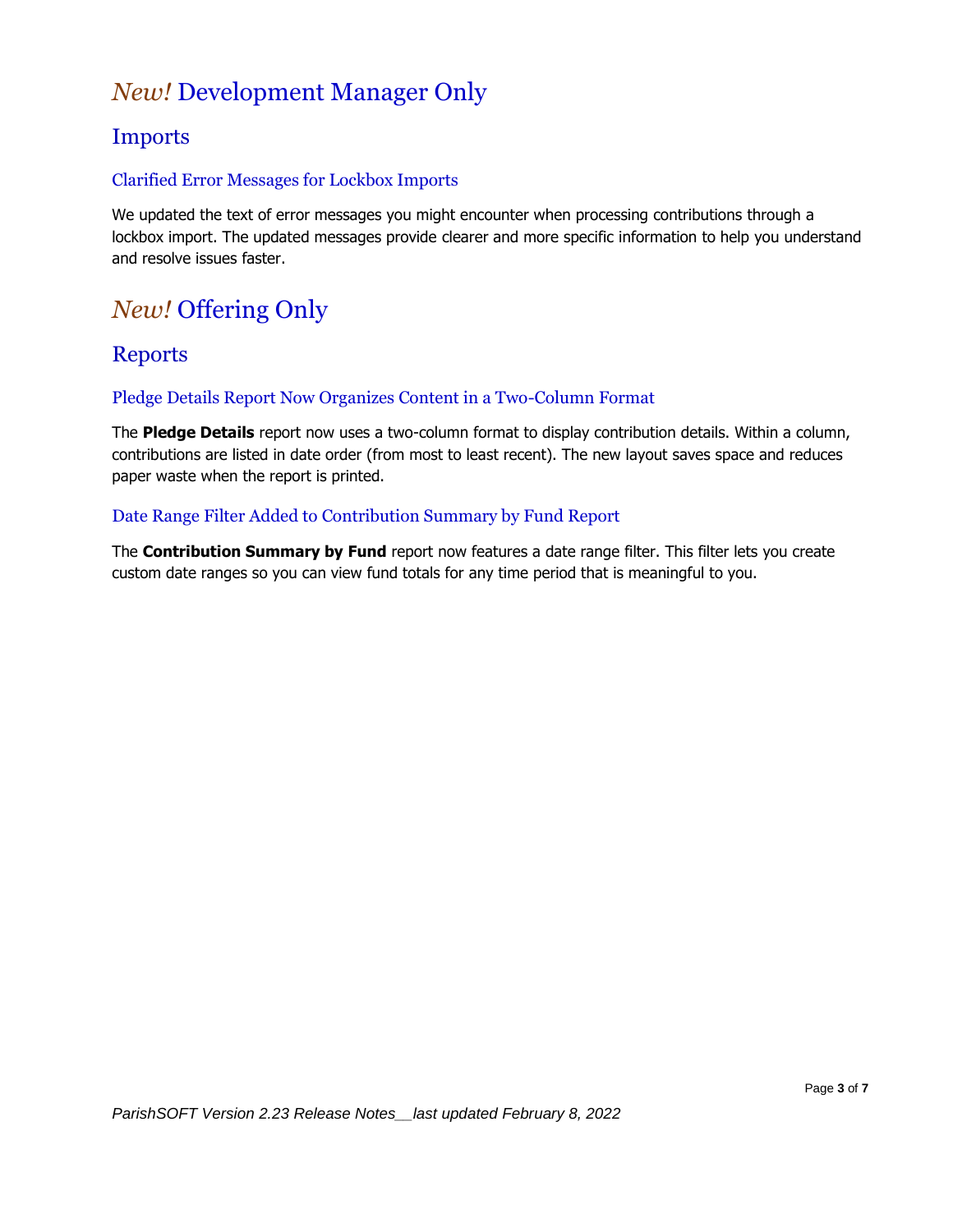# *New!* Development Manager Only

## Imports

### Clarified Error Messages for Lockbox Imports

We updated the text of error messages you might encounter when processing contributions through a lockbox import. The updated messages provide clearer and more specific information to help you understand and resolve issues faster.

# *New!* Offering Only

## Reports

### Pledge Details Report Now Organizes Content in a Two-Column Format

The **Pledge Details** report now uses a two-column format to display contribution details. Within a column, contributions are listed in date order (from most to least recent). The new layout saves space and reduces paper waste when the report is printed.

### Date Range Filter Added to Contribution Summary by Fund Report

The **Contribution Summary by Fund** report now features a date range filter. This filter lets you create custom date ranges so you can view fund totals for any time period that is meaningful to you.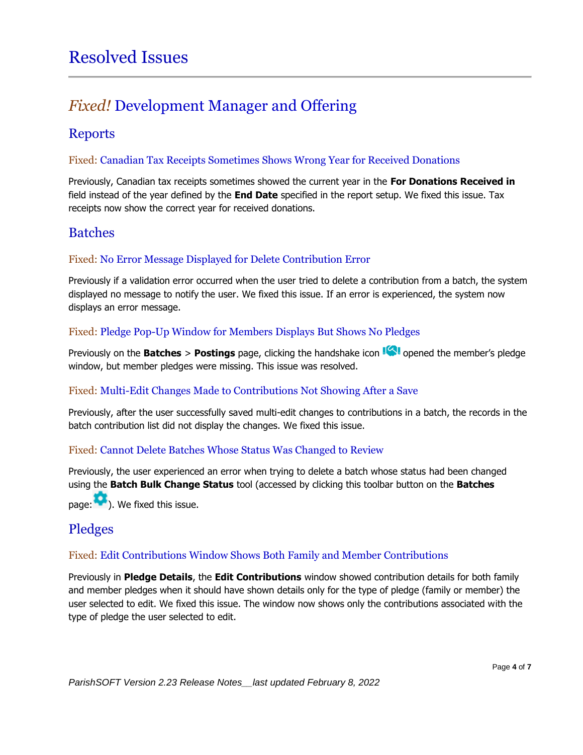# Resolved Issues

## *Fixed!* Development Manager and Offering

### Reports

#### Fixed: Canadian Tax Receipts Sometimes Shows Wrong Year for Received Donations

Previously, Canadian tax receipts sometimes showed the current year in the **For Donations Received in** field instead of the year defined by the **End Date** specified in the report setup. We fixed this issue. Tax receipts now show the correct year for received donations.

### Batches

#### Fixed: No Error Message Displayed for Delete Contribution Error

Previously if a validation error occurred when the user tried to delete a contribution from a batch, the system displayed no message to notify the user. We fixed this issue. If an error is experienced, the system now displays an error message.

#### Fixed: Pledge Pop-Up Window for Members Displays But Shows No Pledges

Previously on the **Batches** > **Postings** page, clicking the handshake icon opened the member's pledge window, but member pledges were missing. This issue was resolved.

#### Fixed: Multi-Edit Changes Made to Contributions Not Showing After a Save

Previously, after the user successfully saved multi-edit changes to contributions in a batch, the records in the batch contribution list did not display the changes. We fixed this issue.

#### Fixed: Cannot Delete Batches Whose Status Was Changed to Review

Previously, the user experienced an error when trying to delete a batch whose status had been changed using the **Batch Bulk Change Status** tool (accessed by clicking this toolbar button on the **Batches** page: ). We fixed this issue.

### Pledges

#### Fixed: Edit Contributions Window Shows Both Family and Member Contributions

Previously in **Pledge Details**, the **Edit Contributions** window showed contribution details for both family and member pledges when it should have shown details only for the type of pledge (family or member) the user selected to edit. We fixed this issue. The window now shows only the contributions associated with the type of pledge the user selected to edit.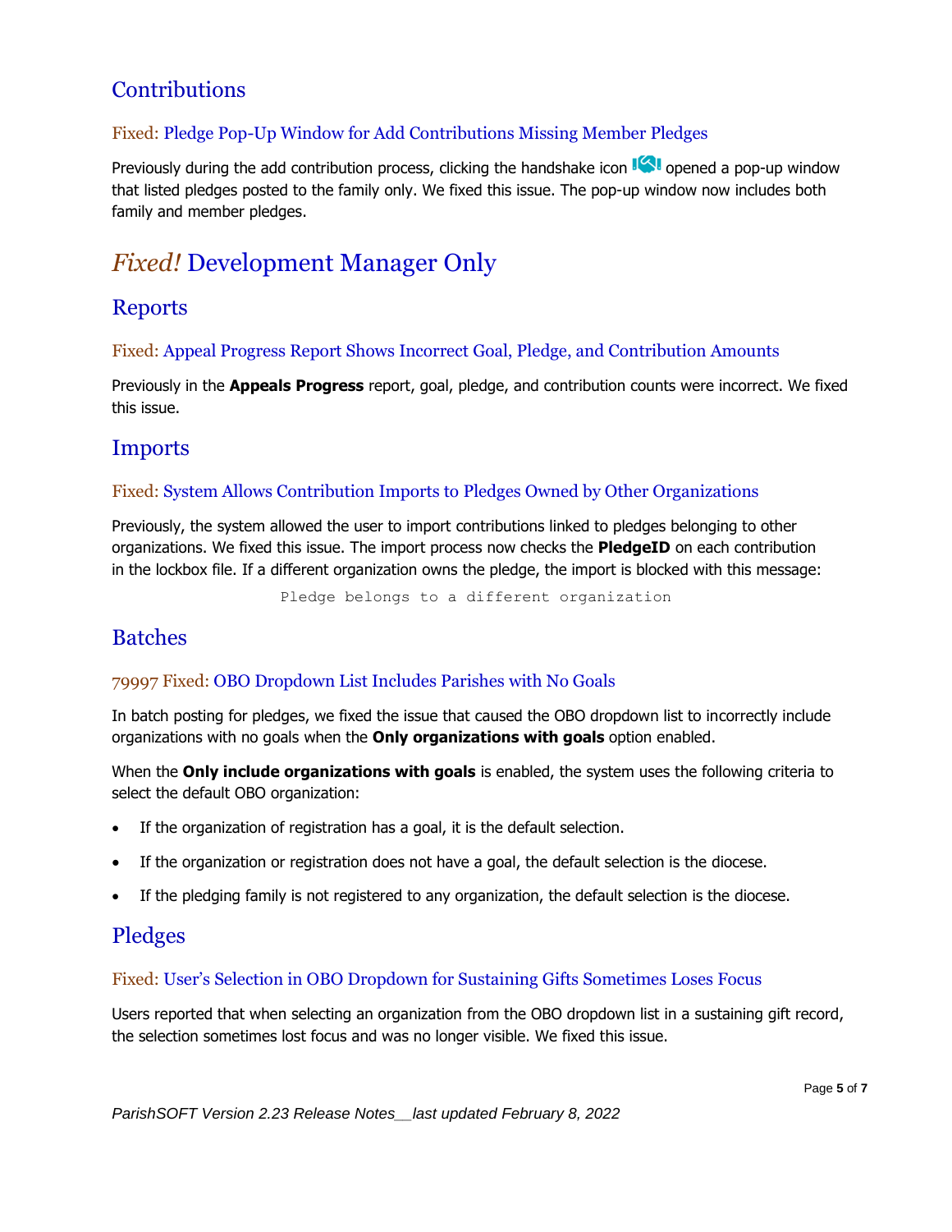## Contributions

### Fixed: Pledge Pop-Up Window for Add Contributions Missing Member Pledges

Previously during the add contribution process, clicking the handshake icon opened a pop-up window that listed pledges posted to the family only. We fixed this issue. The pop-up window now includes both family and member pledges.

# *Fixed!* Development Manager Only

## Reports

### Fixed: Appeal Progress Report Shows Incorrect Goal, Pledge, and Contribution Amounts

Previously in the **Appeals Progress** report, goal, pledge, and contribution counts were incorrect. We fixed this issue.

## Imports

### Fixed: System Allows Contribution Imports to Pledges Owned by Other Organizations

Previously, the system allowed the user to import contributions linked to pledges belonging to other organizations. We fixed this issue. The import process now checks the **PledgeID** on each contribution in the lockbox file. If a different organization owns the pledge, the import is blocked with this message:

```
Pledge belongs to a different organization
```

## Batches

### 79997 Fixed: OBO Dropdown List Includes Parishes with No Goals

In batch posting for pledges, we fixed the issue that caused the OBO dropdown list to incorrectly include organizations with no goals when the **Only organizations with goals** option enabled.

When the **Only include organizations with goals** is enabled, the system uses the following criteria to select the default OBO organization:

- If the organization of registration has a goal, it is the default selection.
- If the organization or registration does not have a goal, the default selection is the diocese.
- If the pledging family is not registered to any organization, the default selection is the diocese.

## Pledges

### Fixed: User's Selection in OBO Dropdown for Sustaining Gifts Sometimes Loses Focus

Users reported that when selecting an organization from the OBO dropdown list in a sustaining gift record, the selection sometimes lost focus and was no longer visible. We fixed this issue.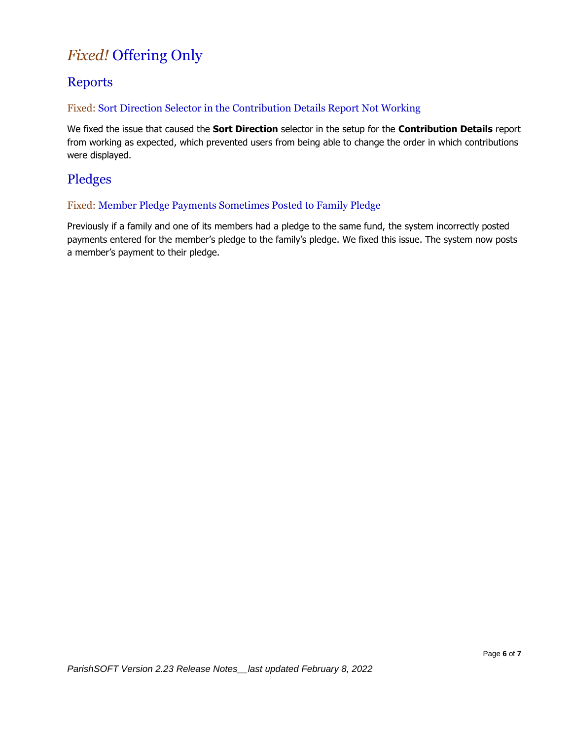# *Fixed!* Offering Only

## Reports

### Fixed: Sort Direction Selector in the Contribution Details Report Not Working

We fixed the issue that caused the **Sort Direction** selector in the setup for the **Contribution Details** report from working as expected, which prevented users from being able to change the order in which contributions were displayed.

## Pledges

### Fixed: Member Pledge Payments Sometimes Posted to Family Pledge

Previously if a family and one of its members had a pledge to the same fund, the system incorrectly posted payments entered for the member's pledge to the family's pledge. We fixed this issue. The system now posts a member's payment to their pledge.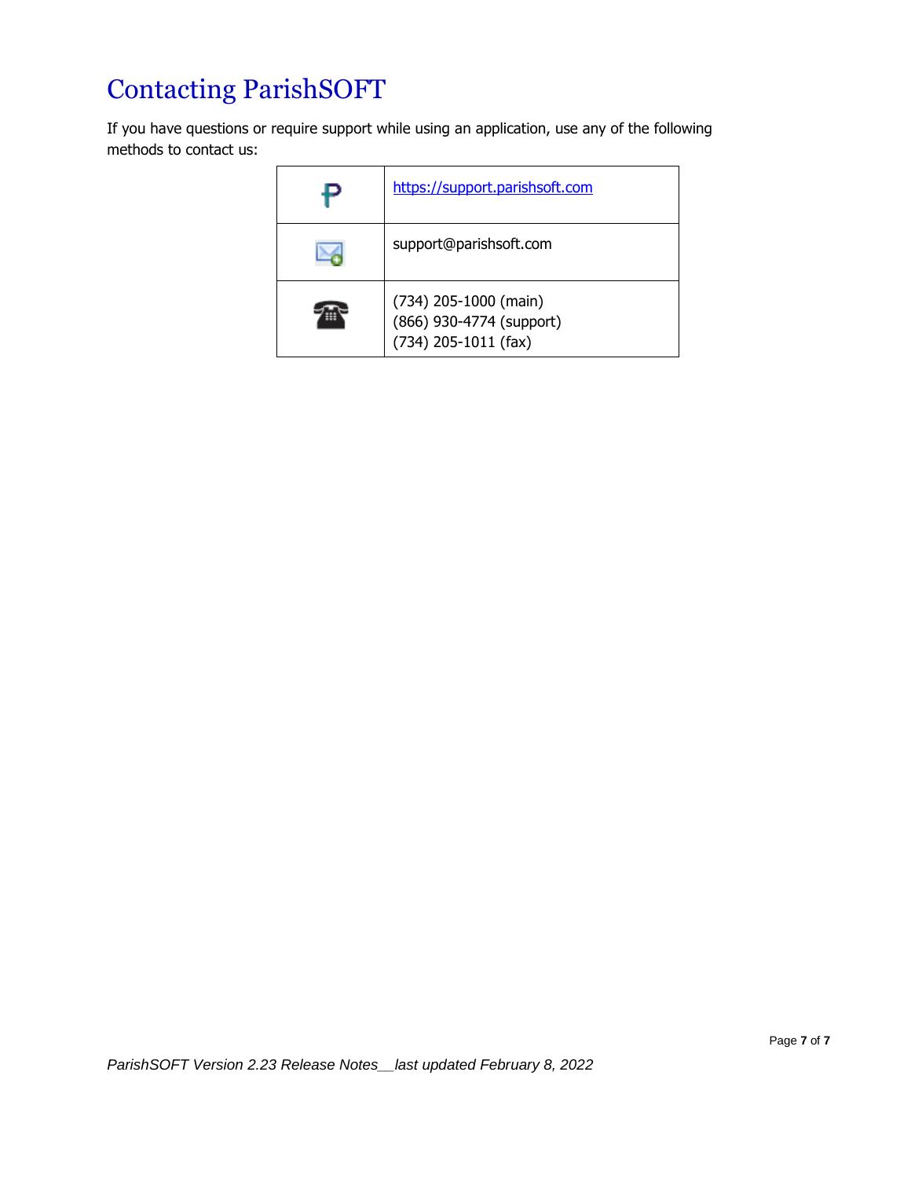# Contacting ParishSOFT

If you have questions or require support while using an application, use any of the following methods to contact us:

| | |
|---|---|
| | https://support.parishsoft.com |
| | support@parishsoft.com |
| | (734) 205-1000 (main)<br>(866) 930-4774 (support)<br>(734) 205-1011 (fax) |